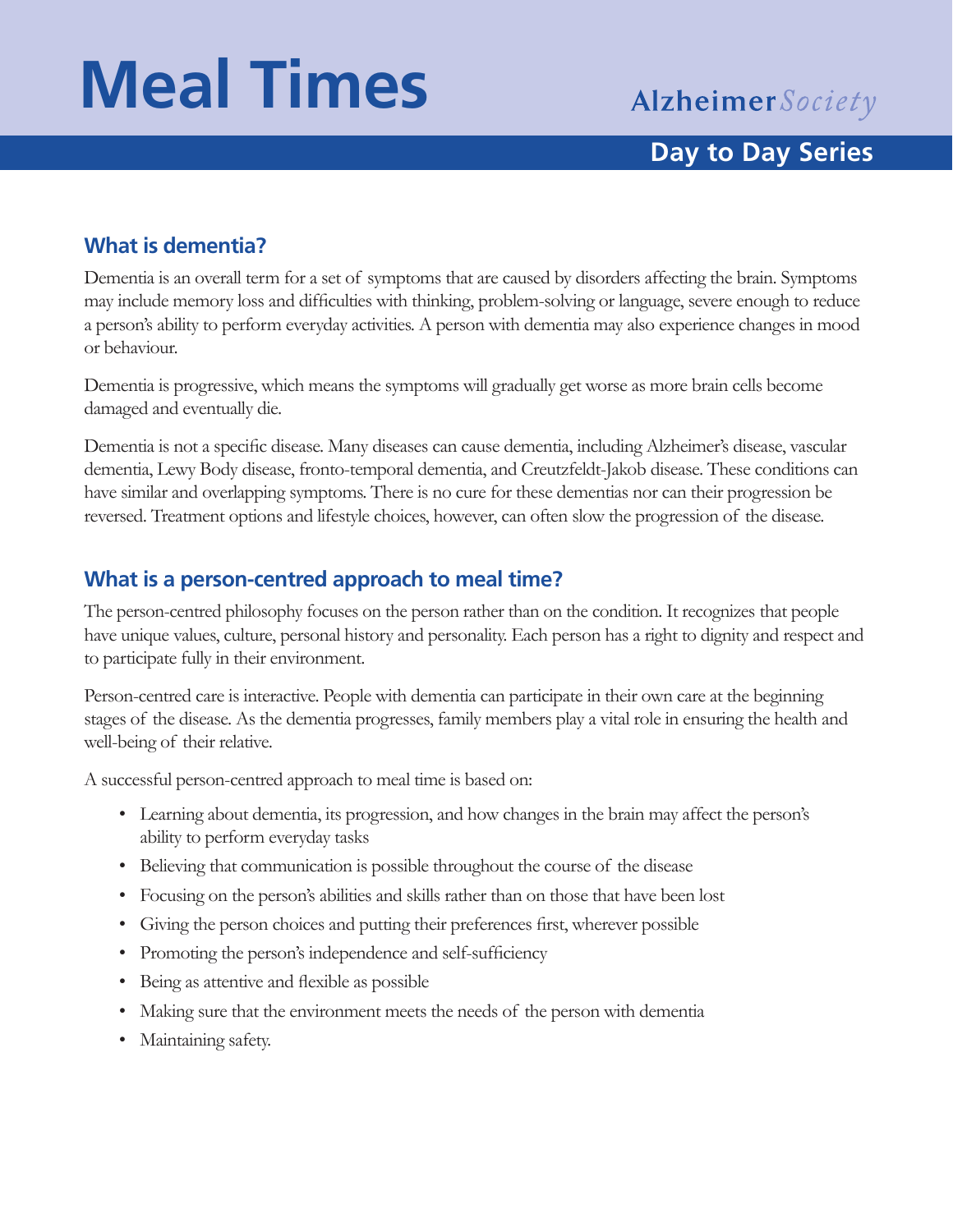# Meal Times

Alzheimer *Society*

**Day to Day Series**

## What is dementia?

Dementia is an overall term for a set of symptoms that are caused by disorders affecting the brain. Symptoms may include memory loss and difficulties with thinking, problem-solving or language, severe enough to reduce a person's ability to perform everyday activities. A person with dementia may also experience changes in mood or behaviour.

Dementia is progressive, which means the symptoms will gradually get worse as more brain cells become damaged and eventually die.

Dementia is not a specific disease. Many diseases can cause dementia, including Alzheimer's disease, vascular dementia, Lewy Body disease, fronto-temporal dementia, and Creutzfeldt-Jakob disease. These conditions can have similar and overlapping symptoms. There is no cure for these dementias nor can their progression be reversed. Treatment options and lifestyle choices, however, can often slow the progression of the disease.

## What is a person-centred approach to meal time?

The person-centred philosophy focuses on the person rather than on the condition. It recognizes that people have unique values, culture, personal history and personality. Each person has a right to dignity and respect and to participate fully in their environment.

Person-centred care is interactive. People with dementia can participate in their own care at the beginning stages of the disease. As the dementia progresses, family members play a vital role in ensuring the health and well-being of their relative.

A successful person-centred approach to meal time is based on:

- Learning about dementia, its progression, and how changes in the brain may affect the person's ability to perform everyday tasks
- Believing that communication is possible throughout the course of the disease
- Focusing on the person's abilities and skills rather than on those that have been lost
- Giving the person choices and putting their preferences first, wherever possible
- Promoting the person's independence and self-sufficiency
- Being as attentive and flexible as possible
- Making sure that the environment meets the needs of the person with dementia
- Maintaining safety.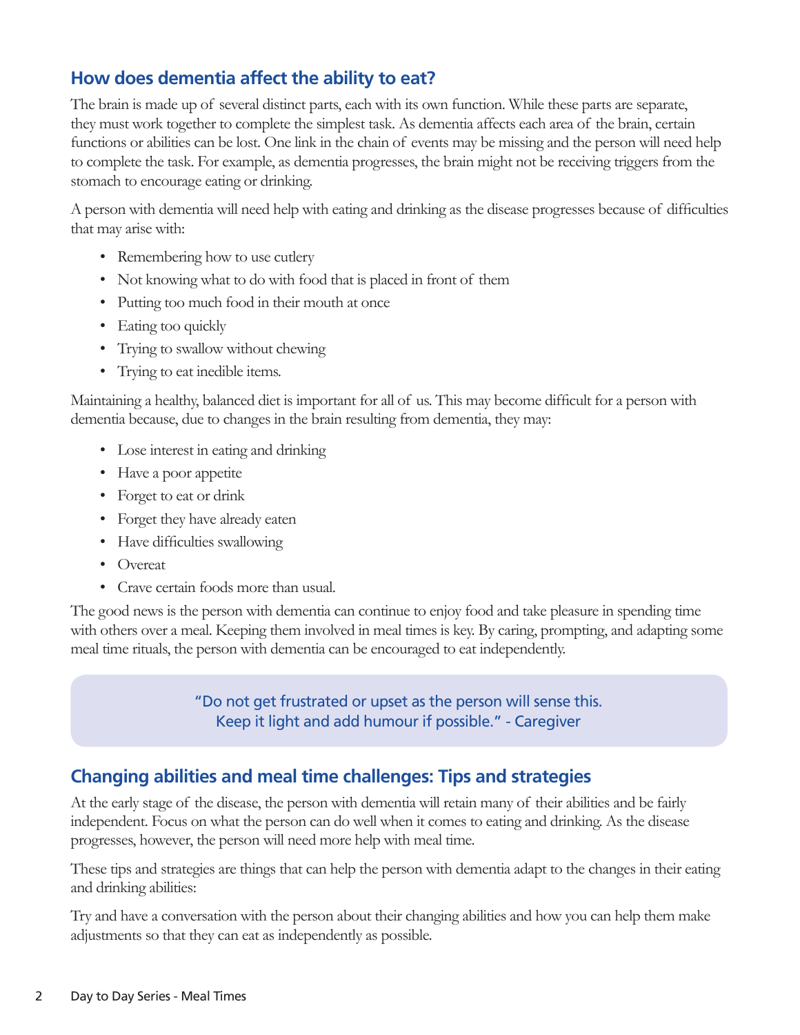## How does dementia affect the ability to eat?

The brain is made up of several distinct parts, each with its own function. While these parts are separate, they must work together to complete the simplest task. As dementia affects each area of the brain, certain functions or abilities can be lost. One link in the chain of events may be missing and the person will need help to complete the task. For example, as dementia progresses, the brain might not be receiving triggers from the stomach to encourage eating or drinking.

A person with dementia will need help with eating and drinking as the disease progresses because of difficulties that may arise with:

- Remembering how to use cutlery
- Not knowing what to do with food that is placed in front of them
- Putting too much food in their mouth at once
- Eating too quickly
- Trying to swallow without chewing
- Trying to eat inedible items.

Maintaining a healthy, balanced diet is important for all of us. This may become difficult for a person with dementia because, due to changes in the brain resulting from dementia, they may:

- Lose interest in eating and drinking
- Have a poor appetite
- Forget to eat or drink
- Forget they have already eaten
- Have difficulties swallowing
- Overeat
- Crave certain foods more than usual.

The good news is the person with dementia can continue to enjoy food and take pleasure in spending time with others over a meal. Keeping them involved in meal times is key. By caring, prompting, and adapting some meal time rituals, the person with dementia can be encouraged to eat independently.

> "Do not get frustrated or upset as the person will sense this. Keep it light and add humour if possible." - Caregiver

## Changing abilities and meal time challenges: Tips and strategies

At the early stage of the disease, the person with dementia will retain many of their abilities and be fairly independent. Focus on what the person can do well when it comes to eating and drinking. As the disease progresses, however, the person will need more help with meal time.

These tips and strategies are things that can help the person with dementia adapt to the changes in their eating and drinking abilities:

Try and have a conversation with the person about their changing abilities and how you can help them make adjustments so that they can eat as independently as possible.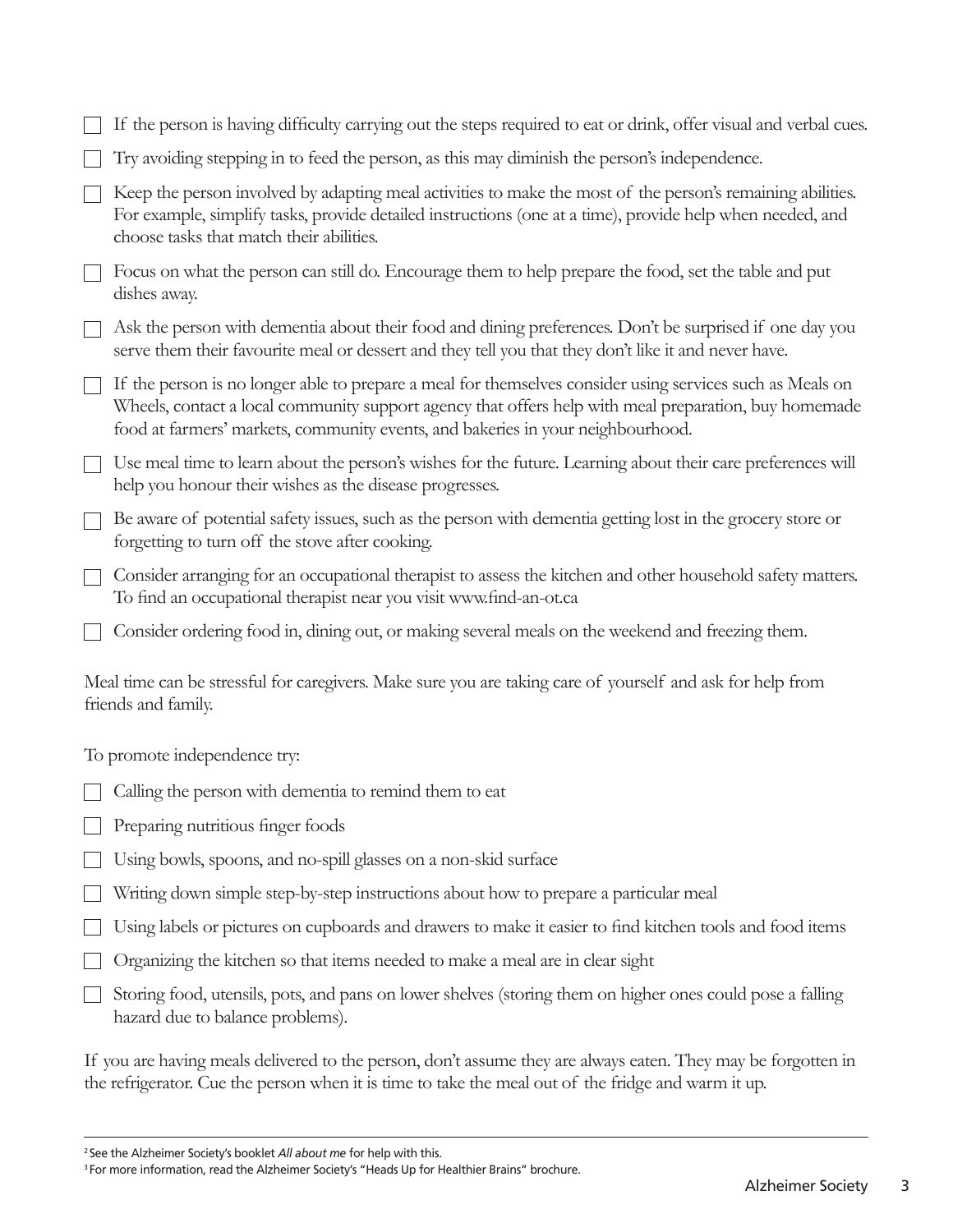- [ ] If the person is having difficulty carrying out the steps required to eat or drink, offer visual and verbal cues.
- [ ] Try avoiding stepping in to feed the person, as this may diminish the person's independence.
- [ ] Keep the person involved by adapting meal activities to make the most of the person's remaining abilities. For example, simplify tasks, provide detailed instructions (one at a time), provide help when needed, and choose tasks that match their abilities.
- [ ] Focus on what the person can still do. Encourage them to help prepare the food, set the table and put dishes away.
- [ ] Ask the person with dementia about their food and dining preferences. Don't be surprised if one day you serve them their favourite meal or dessert and they tell you that they don't like it and never have.
- [ ] If the person is no longer able to prepare a meal for themselves consider using services such as Meals on Wheels, contact a local community support agency that offers help with meal preparation, buy homemade food at farmers' markets, community events, and bakeries in your neighbourhood.
- [ ] Use meal time to learn about the person's wishes for the future. Learning about their care preferences will help you honour their wishes as the disease progresses.
- [ ] Be aware of potential safety issues, such as the person with dementia getting lost in the grocery store or forgetting to turn off the stove after cooking.
- [ ] Consider arranging for an occupational therapist to assess the kitchen and other household safety matters. To find an occupational therapist near you visit www.find-an-ot.ca
- [ ] Consider ordering food in, dining out, or making several meals on the weekend and freezing them.

Meal time can be stressful for caregivers. Make sure you are taking care of yourself and ask for help from friends and family.

To promote independence try:

- [ ] Calling the person with dementia to remind them to eat
- [ ] Preparing nutritious finger foods
- [ ] Using bowls, spoons, and no-spill glasses on a non-skid surface
- [ ] Writing down simple step-by-step instructions about how to prepare a particular meal
- [ ] Using labels or pictures on cupboards and drawers to make it easier to find kitchen tools and food items
- [ ] Organizing the kitchen so that items needed to make a meal are in clear sight
- [ ] Storing food, utensils, pots, and pans on lower shelves (storing them on higher ones could pose a falling hazard due to balance problems).

If you are having meals delivered to the person, don't assume they are always eaten. They may be forgotten in the refrigerator. Cue the person when it is time to take the meal out of the fridge and warm it up.

---

[2] See the Alzheimer Society's booklet *All about me* for help with this.

[3] For more information, read the Alzheimer Society's "Heads Up for Healthier Brains" brochure.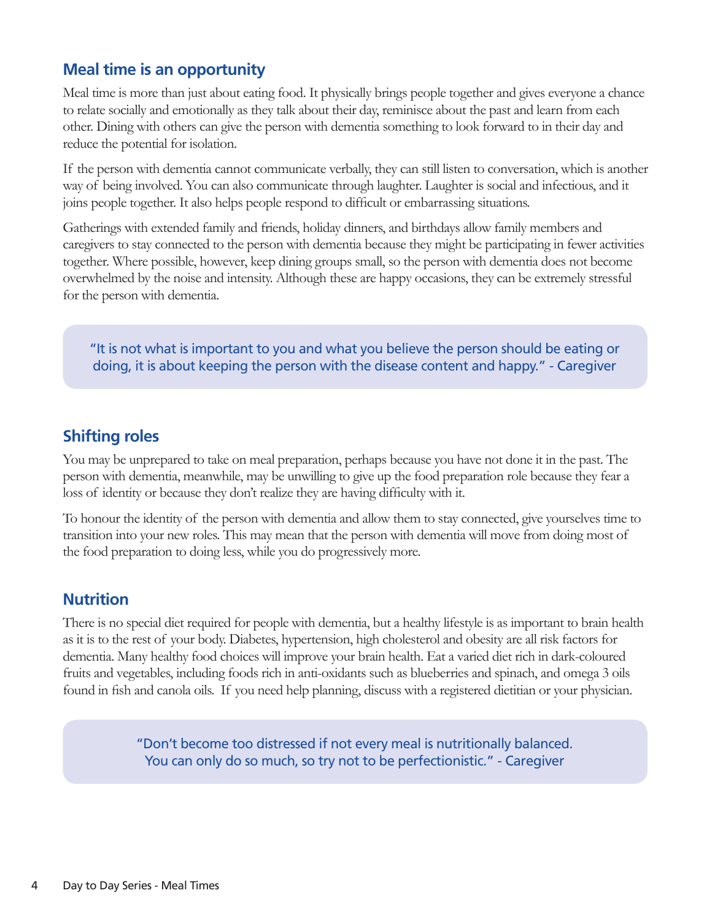## Meal time is an opportunity

Meal time is more than just about eating food. It physically brings people together and gives everyone a chance to relate socially and emotionally as they talk about their day, reminisce about the past and learn from each other. Dining with others can give the person with dementia something to look forward to in their day and reduce the potential for isolation.

If the person with dementia cannot communicate verbally, they can still listen to conversation, which is another way of being involved. You can also communicate through laughter. Laughter is social and infectious, and it joins people together. It also helps people respond to difficult or embarrassing situations.

Gatherings with extended family and friends, holiday dinners, and birthdays allow family members and caregivers to stay connected to the person with dementia because they might be participating in fewer activities together. Where possible, however, keep dining groups small, so the person with dementia does not become overwhelmed by the noise and intensity. Although these are happy occasions, they can be extremely stressful for the person with dementia.

> "It is not what is important to you and what you believe the person should be eating or doing, it is about keeping the person with the disease content and happy." - Caregiver

## Shifting roles

You may be unprepared to take on meal preparation, perhaps because you have not done it in the past. The person with dementia, meanwhile, may be unwilling to give up the food preparation role because they fear a loss of identity or because they don't realize they are having difficulty with it.

To honour the identity of the person with dementia and allow them to stay connected, give yourselves time to transition into your new roles. This may mean that the person with dementia will move from doing most of the food preparation to doing less, while you do progressively more.

## Nutrition

There is no special diet required for people with dementia, but a healthy lifestyle is as important to brain health as it is to the rest of your body. Diabetes, hypertension, high cholesterol and obesity are all risk factors for dementia. Many healthy food choices will improve your brain health. Eat a varied diet rich in dark-coloured fruits and vegetables, including foods rich in anti-oxidants such as blueberries and spinach, and omega 3 oils found in fish and canola oils. If you need help planning, discuss with a registered dietitian or your physician.

> "Don't become too distressed if not every meal is nutritionally balanced. You can only do so much, so try not to be perfectionistic." - Caregiver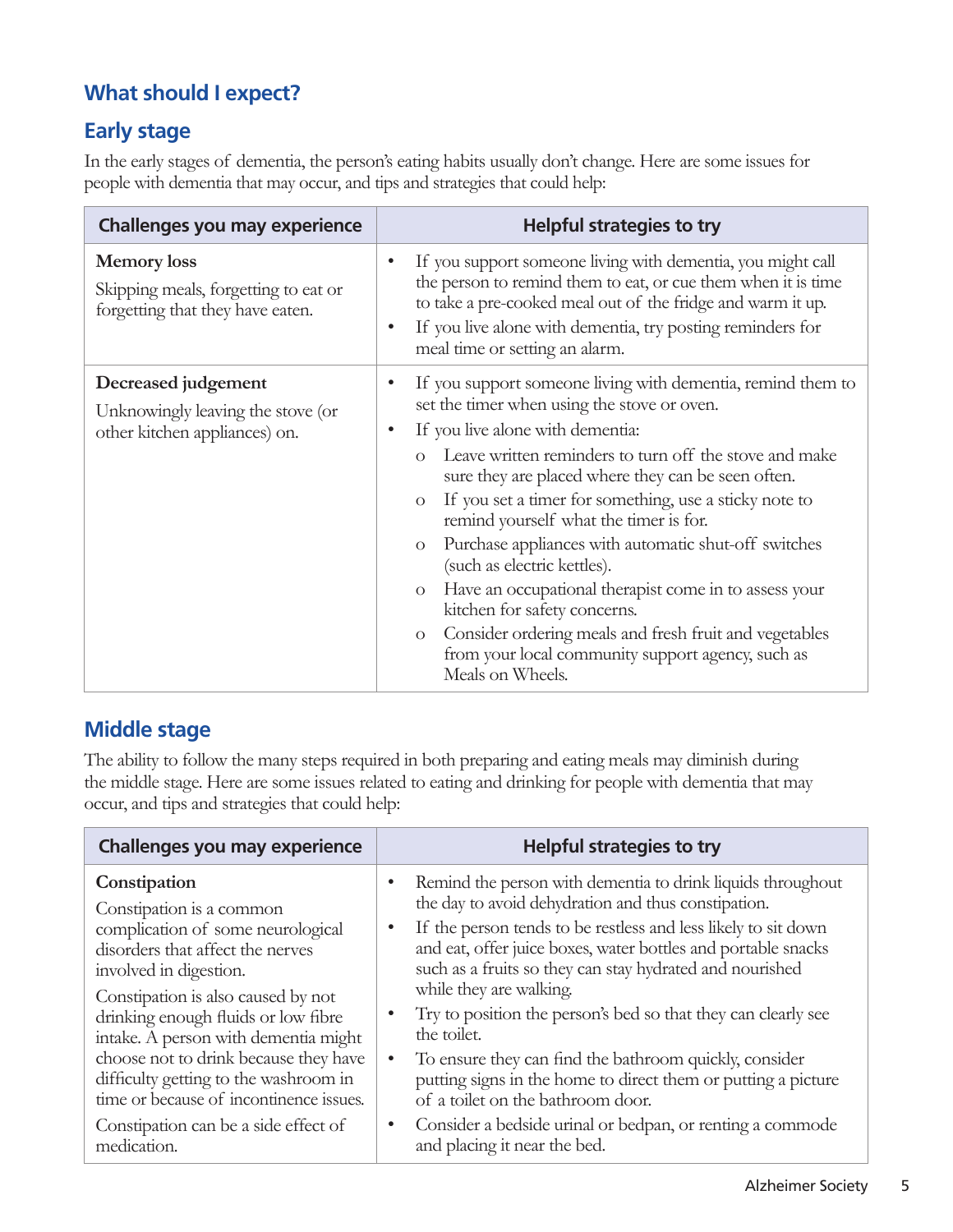## What should I expect?

### Early stage

In the early stages of dementia, the person's eating habits usually don't change. Here are some issues for people with dementia that may occur, and tips and strategies that could help:

| Challenges you may experience | Helpful strategies to try |
|---|---|
| **Memory loss**<br>Skipping meals, forgetting to eat or forgetting that they have eaten. | • If you support someone living with dementia, you might call the person to remind them to eat, or cue them when it is time to take a pre-cooked meal out of the fridge and warm it up.<br>• If you live alone with dementia, try posting reminders for meal time or setting an alarm. |
| **Decreased judgement**<br>Unknowingly leaving the stove (or other kitchen appliances) on. | • If you support someone living with dementia, remind them to set the timer when using the stove or oven.<br>• If you live alone with dementia:<br>  o Leave written reminders to turn off the stove and make sure they are placed where they can be seen often.<br>  o If you set a timer for something, use a sticky note to remind yourself what the timer is for.<br>  o Purchase appliances with automatic shut-off switches (such as electric kettles).<br>  o Have an occupational therapist come in to assess your kitchen for safety concerns.<br>  o Consider ordering meals and fresh fruit and vegetables from your local community support agency, such as Meals on Wheels. |

### Middle stage

The ability to follow the many steps required in both preparing and eating meals may diminish during the middle stage. Here are some issues related to eating and drinking for people with dementia that may occur, and tips and strategies that could help:

| Challenges you may experience | Helpful strategies to try |
|---|---|
| **Constipation**<br>Constipation is a common complication of some neurological disorders that affect the nerves involved in digestion.<br>Constipation is also caused by not drinking enough fluids or low fibre intake. A person with dementia might choose not to drink because they have difficulty getting to the washroom in time or because of incontinence issues.<br>Constipation can be a side effect of medication. | • Remind the person with dementia to drink liquids throughout the day to avoid dehydration and thus constipation.<br>• If the person tends to be restless and less likely to sit down and eat, offer juice boxes, water bottles and portable snacks such as a fruits so they can stay hydrated and nourished while they are walking.<br>• Try to position the person's bed so that they can clearly see the toilet.<br>• To ensure they can find the bathroom quickly, consider putting signs in the home to direct them or putting a picture of a toilet on the bathroom door.<br>• Consider a bedside urinal or bedpan, or renting a commode and placing it near the bed. |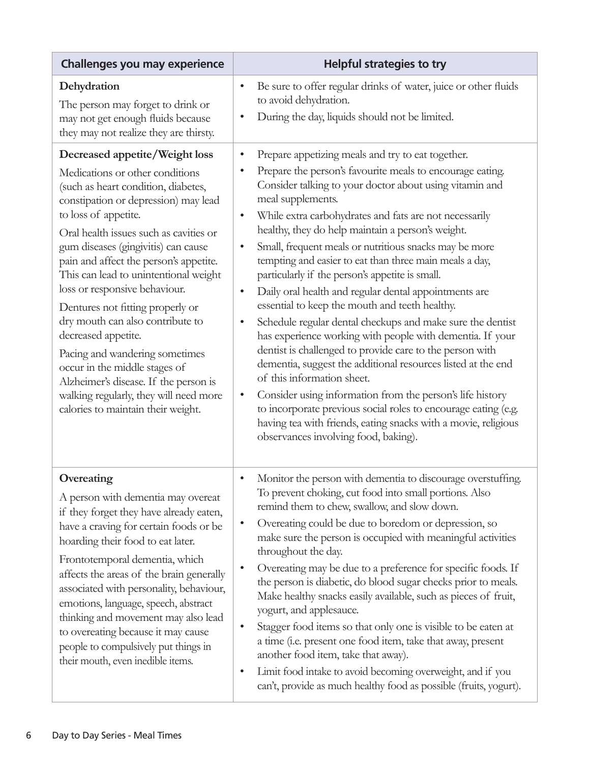| Challenges you may experience | Helpful strategies to try |
| --- | --- |
| **Dehydration**<br>The person may forget to drink or may not get enough fluids because they may not realize they are thirsty. | • Be sure to offer regular drinks of water, juice or other fluids to avoid dehydration.<br>• During the day, liquids should not be limited. |
| **Decreased appetite/Weight loss**<br>Medications or other conditions (such as heart condition, diabetes, constipation or depression) may lead to loss of appetite.<br>Oral health issues such as cavities or gum diseases (gingivitis) can cause pain and affect the person's appetite. This can lead to unintentional weight loss or responsive behaviour.<br>Dentures not fitting properly or dry mouth can also contribute to decreased appetite.<br>Pacing and wandering sometimes occur in the middle stages of Alzheimer's disease. If the person is walking regularly, they will need more calories to maintain their weight. | • Prepare appetizing meals and try to eat together.<br>• Prepare the person's favourite meals to encourage eating. Consider talking to your doctor about using vitamin and meal supplements.<br>• While extra carbohydrates and fats are not necessarily healthy, they do help maintain a person's weight.<br>• Small, frequent meals or nutritious snacks may be more tempting and easier to eat than three main meals a day, particularly if the person's appetite is small.<br>• Daily oral health and regular dental appointments are essential to keep the mouth and teeth healthy.<br>• Schedule regular dental checkups and make sure the dentist has experience working with people with dementia. If your dentist is challenged to provide care to the person with dementia, suggest the additional resources listed at the end of this information sheet.<br>• Consider using information from the person's life history to incorporate previous social roles to encourage eating (e.g. having tea with friends, eating snacks with a movie, religious observances involving food, baking). |
| **Overeating**<br>A person with dementia may overeat if they forget they have already eaten, have a craving for certain foods or be hoarding their food to eat later.<br>Frontotemporal dementia, which affects the areas of the brain generally associated with personality, behaviour, emotions, language, speech, abstract thinking and movement may also lead to overeating because it may cause people to compulsively put things in their mouth, even inedible items. | • Monitor the person with dementia to discourage overstuffing. To prevent choking, cut food into small portions. Also remind them to chew, swallow, and slow down.<br>• Overeating could be due to boredom or depression, so make sure the person is occupied with meaningful activities throughout the day.<br>• Overeating may be due to a preference for specific foods. If the person is diabetic, do blood sugar checks prior to meals. Make healthy snacks easily available, such as pieces of fruit, yogurt, and applesauce.<br>• Stagger food items so that only one is visible to be eaten at a time (i.e. present one food item, take that away, present another food item, take that away).<br>• Limit food intake to avoid becoming overweight, and if you can't, provide as much healthy food as possible (fruits, yogurt). |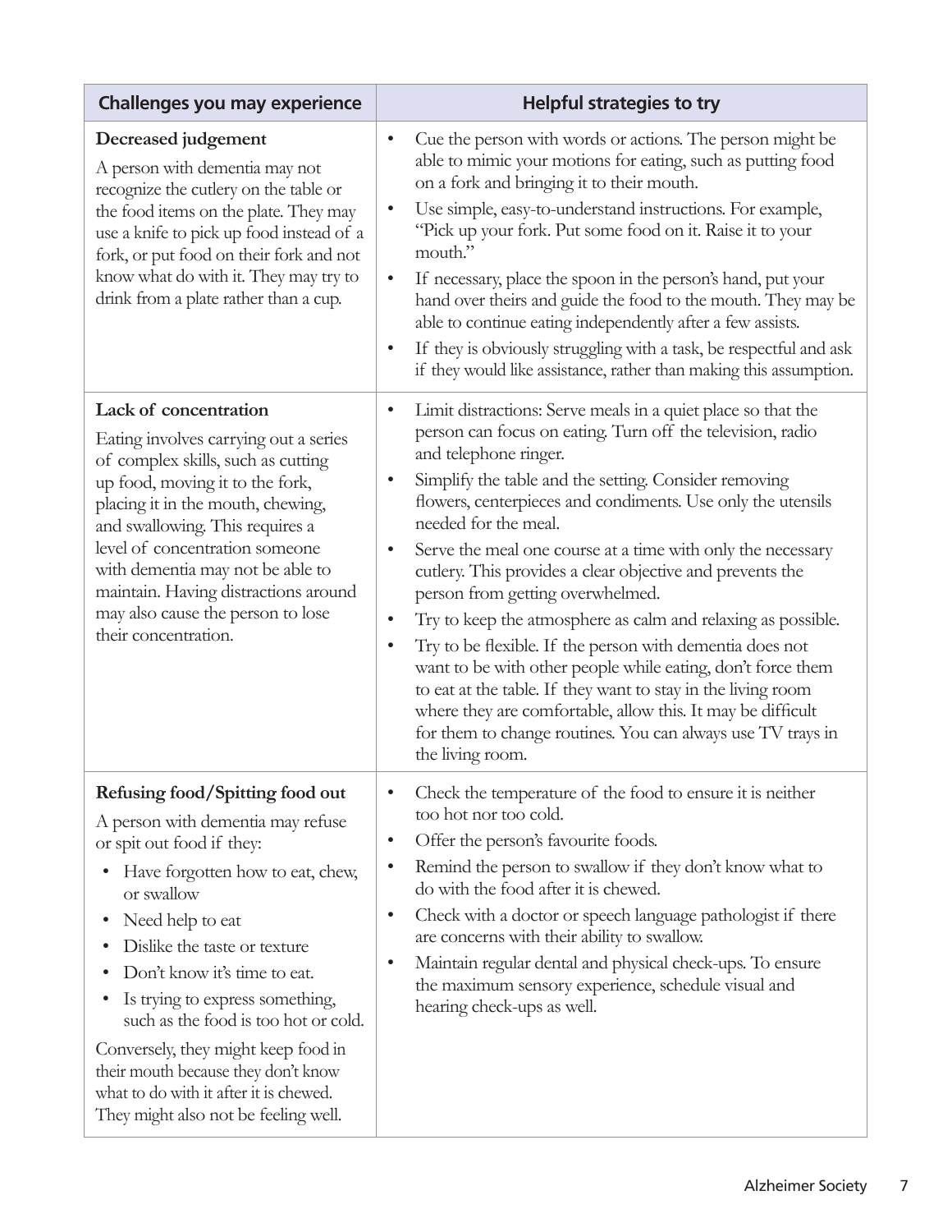| Challenges you may experience | Helpful strategies to try |
|---|---|
| **Decreased judgement**<br><br>A person with dementia may not recognize the cutlery on the table or the food items on the plate. They may use a knife to pick up food instead of a fork, or put food on their fork and not know what do with it. They may try to drink from a plate rather than a cup. | • Cue the person with words or actions. The person might be able to mimic your motions for eating, such as putting food on a fork and bringing it to their mouth.<br>• Use simple, easy-to-understand instructions. For example, "Pick up your fork. Put some food on it. Raise it to your mouth."<br>• If necessary, place the spoon in the person's hand, put your hand over theirs and guide the food to the mouth. They may be able to continue eating independently after a few assists.<br>• If they is obviously struggling with a task, be respectful and ask if they would like assistance, rather than making this assumption. |
| **Lack of concentration**<br><br>Eating involves carrying out a series of complex skills, such as cutting up food, moving it to the fork, placing it in the mouth, chewing, and swallowing. This requires a level of concentration someone with dementia may not be able to maintain. Having distractions around may also cause the person to lose their concentration. | • Limit distractions: Serve meals in a quiet place so that the person can focus on eating. Turn off the television, radio and telephone ringer.<br>• Simplify the table and the setting. Consider removing flowers, centerpieces and condiments. Use only the utensils needed for the meal.<br>• Serve the meal one course at a time with only the necessary cutlery. This provides a clear objective and prevents the person from getting overwhelmed.<br>• Try to keep the atmosphere as calm and relaxing as possible.<br>• Try to be flexible. If the person with dementia does not want to be with other people while eating, don't force them to eat at the table. If they want to stay in the living room where they are comfortable, allow this. It may be difficult for them to change routines. You can always use TV trays in the living room. |
| **Refusing food/Spitting food out**<br><br>A person with dementia may refuse or spit out food if they:<br>• Have forgotten how to eat, chew, or swallow<br>• Need help to eat<br>• Dislike the taste or texture<br>• Don't know it's time to eat.<br>• Is trying to express something, such as the food is too hot or cold.<br><br>Conversely, they might keep food in their mouth because they don't know what to do with it after it is chewed. They might also not be feeling well. | • Check the temperature of the food to ensure it is neither too hot nor too cold.<br>• Offer the person's favourite foods.<br>• Remind the person to swallow if they don't know what to do with the food after it is chewed.<br>• Check with a doctor or speech language pathologist if there are concerns with their ability to swallow.<br>• Maintain regular dental and physical check-ups. To ensure the maximum sensory experience, schedule visual and hearing check-ups as well. |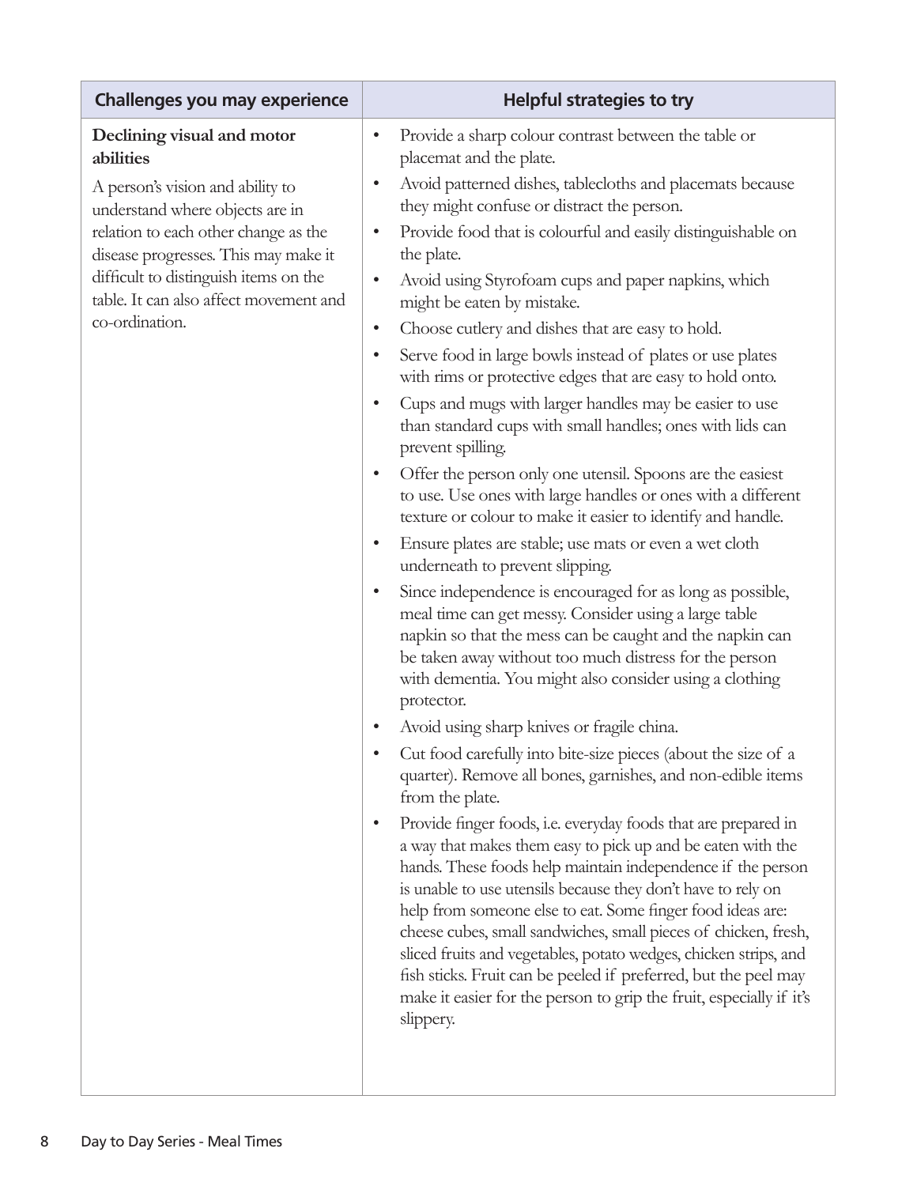| Challenges you may experience | Helpful strategies to try |
|---|---|
| **Declining visual and motor abilities**<br><br>A person's vision and ability to understand where objects are in relation to each other change as the disease progresses. This may make it difficult to distinguish items on the table. It can also affect movement and co-ordination. | • Provide a sharp colour contrast between the table or placemat and the plate.<br>• Avoid patterned dishes, tablecloths and placemats because they might confuse or distract the person.<br>• Provide food that is colourful and easily distinguishable on the plate.<br>• Avoid using Styrofoam cups and paper napkins, which might be eaten by mistake.<br>• Choose cutlery and dishes that are easy to hold.<br>• Serve food in large bowls instead of plates or use plates with rims or protective edges that are easy to hold onto.<br>• Cups and mugs with larger handles may be easier to use than standard cups with small handles; ones with lids can prevent spilling.<br>• Offer the person only one utensil. Spoons are the easiest to use. Use ones with large handles or ones with a different texture or colour to make it easier to identify and handle.<br>• Ensure plates are stable; use mats or even a wet cloth underneath to prevent slipping.<br>• Since independence is encouraged for as long as possible, meal time can get messy. Consider using a large table napkin so that the mess can be caught and the napkin can be taken away without too much distress for the person with dementia. You might also consider using a clothing protector.<br>• Avoid using sharp knives or fragile china.<br>• Cut food carefully into bite-size pieces (about the size of a quarter). Remove all bones, garnishes, and non-edible items from the plate.<br>• Provide finger foods, i.e. everyday foods that are prepared in a way that makes them easy to pick up and be eaten with the hands. These foods help maintain independence if the person is unable to use utensils because they don't have to rely on help from someone else to eat. Some finger food ideas are: cheese cubes, small sandwiches, small pieces of chicken, fresh, sliced fruits and vegetables, potato wedges, chicken strips, and fish sticks. Fruit can be peeled if preferred, but the peel may make it easier for the person to grip the fruit, especially if it's slippery. |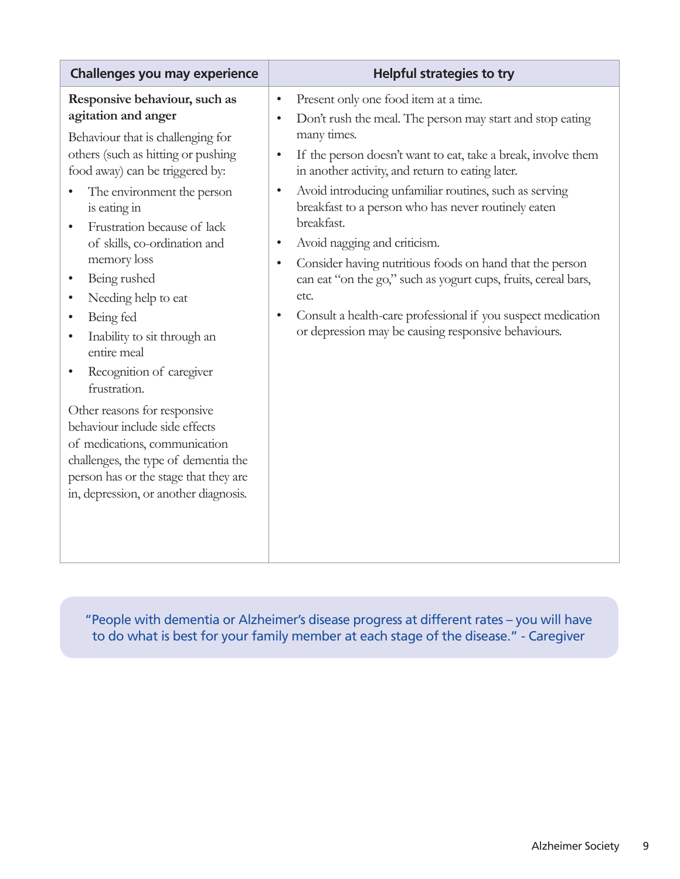| Challenges you may experience | Helpful strategies to try |
|---|---|
| **Responsive behaviour, such as agitation and anger**<br><br>Behaviour that is challenging for others (such as hitting or pushing food away) can be triggered by:<br>• The environment the person is eating in<br>• Frustration because of lack of skills, co-ordination and memory loss<br>• Being rushed<br>• Needing help to eat<br>• Being fed<br>• Inability to sit through an entire meal<br>• Recognition of caregiver frustration.<br><br>Other reasons for responsive behaviour include side effects of medications, communication challenges, the type of dementia the person has or the stage that they are in, depression, or another diagnosis. | • Present only one food item at a time.<br>• Don't rush the meal. The person may start and stop eating many times.<br>• If the person doesn't want to eat, take a break, involve them in another activity, and return to eating later.<br>• Avoid introducing unfamiliar routines, such as serving breakfast to a person who has never routinely eaten breakfast.<br>• Avoid nagging and criticism.<br>• Consider having nutritious foods on hand that the person can eat "on the go," such as yogurt cups, fruits, cereal bars, etc.<br>• Consult a health-care professional if you suspect medication or depression may be causing responsive behaviours. |

> "People with dementia or Alzheimer's disease progress at different rates – you will have to do what is best for your family member at each stage of the disease." - Caregiver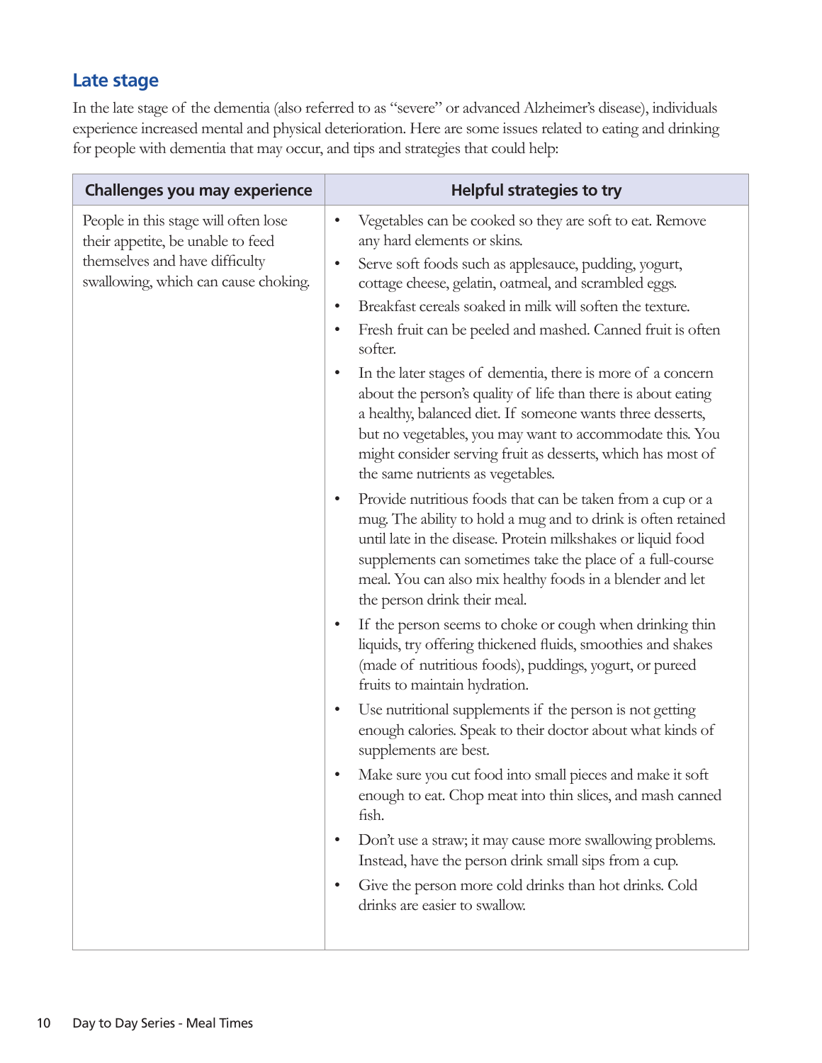## Late stage

In the late stage of the dementia (also referred to as "severe" or advanced Alzheimer's disease), individuals experience increased mental and physical deterioration. Here are some issues related to eating and drinking for people with dementia that may occur, and tips and strategies that could help:

| Challenges you may experience | Helpful strategies to try |
|---|---|
| People in this stage will often lose their appetite, be unable to feed themselves and have difficulty swallowing, which can cause choking. | • Vegetables can be cooked so they are soft to eat. Remove any hard elements or skins.<br>• Serve soft foods such as applesauce, pudding, yogurt, cottage cheese, gelatin, oatmeal, and scrambled eggs.<br>• Breakfast cereals soaked in milk will soften the texture.<br>• Fresh fruit can be peeled and mashed. Canned fruit is often softer.<br>• In the later stages of dementia, there is more of a concern about the person's quality of life than there is about eating a healthy, balanced diet. If someone wants three desserts, but no vegetables, you may want to accommodate this. You might consider serving fruit as desserts, which has most of the same nutrients as vegetables.<br>• Provide nutritious foods that can be taken from a cup or a mug. The ability to hold a mug and to drink is often retained until late in the disease. Protein milkshakes or liquid food supplements can sometimes take the place of a full-course meal. You can also mix healthy foods in a blender and let the person drink their meal.<br>• If the person seems to choke or cough when drinking thin liquids, try offering thickened fluids, smoothies and shakes (made of nutritious foods), puddings, yogurt, or pureed fruits to maintain hydration.<br>• Use nutritional supplements if the person is not getting enough calories. Speak to their doctor about what kinds of supplements are best.<br>• Make sure you cut food into small pieces and make it soft enough to eat. Chop meat into thin slices, and mash canned fish.<br>• Don't use a straw; it may cause more swallowing problems. Instead, have the person drink small sips from a cup.<br>• Give the person more cold drinks than hot drinks. Cold drinks are easier to swallow. |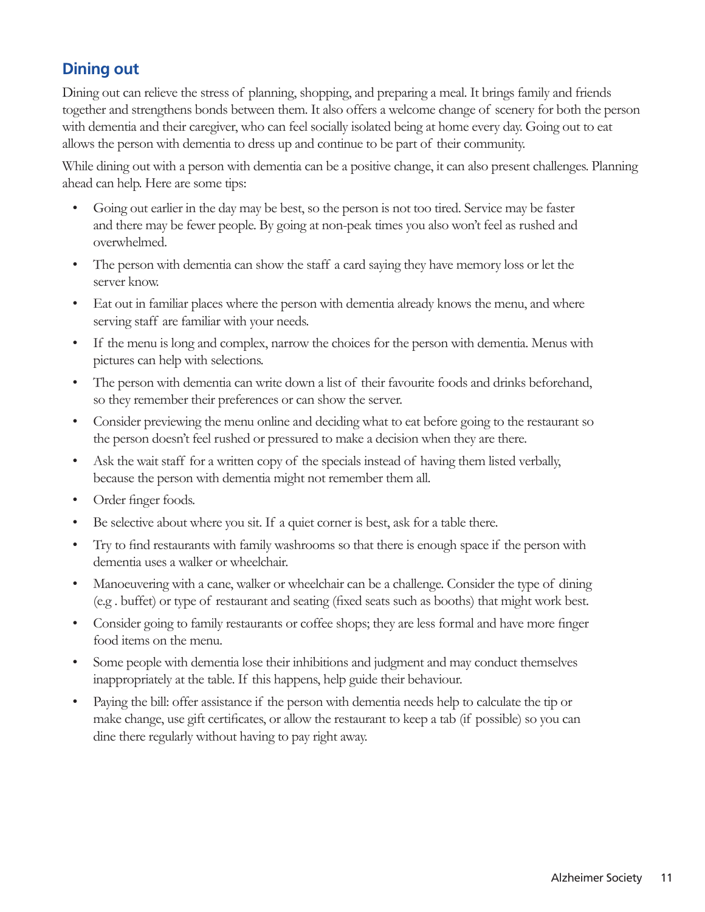## Dining out

Dining out can relieve the stress of planning, shopping, and preparing a meal. It brings family and friends together and strengthens bonds between them. It also offers a welcome change of scenery for both the person with dementia and their caregiver, who can feel socially isolated being at home every day. Going out to eat allows the person with dementia to dress up and continue to be part of their community.

While dining out with a person with dementia can be a positive change, it can also present challenges. Planning ahead can help. Here are some tips:

- Going out earlier in the day may be best, so the person is not too tired. Service may be faster and there may be fewer people. By going at non-peak times you also won't feel as rushed and overwhelmed.
- The person with dementia can show the staff a card saying they have memory loss or let the server know.
- Eat out in familiar places where the person with dementia already knows the menu, and where serving staff are familiar with your needs.
- If the menu is long and complex, narrow the choices for the person with dementia. Menus with pictures can help with selections.
- The person with dementia can write down a list of their favourite foods and drinks beforehand, so they remember their preferences or can show the server.
- Consider previewing the menu online and deciding what to eat before going to the restaurant so the person doesn't feel rushed or pressured to make a decision when they are there.
- Ask the wait staff for a written copy of the specials instead of having them listed verbally, because the person with dementia might not remember them all.
- Order finger foods.
- Be selective about where you sit. If a quiet corner is best, ask for a table there.
- Try to find restaurants with family washrooms so that there is enough space if the person with dementia uses a walker or wheelchair.
- Manoeuvering with a cane, walker or wheelchair can be a challenge. Consider the type of dining (e.g . buffet) or type of restaurant and seating (fixed seats such as booths) that might work best.
- Consider going to family restaurants or coffee shops; they are less formal and have more finger food items on the menu.
- Some people with dementia lose their inhibitions and judgment and may conduct themselves inappropriately at the table. If this happens, help guide their behaviour.
- Paying the bill: offer assistance if the person with dementia needs help to calculate the tip or make change, use gift certificates, or allow the restaurant to keep a tab (if possible) so you can dine there regularly without having to pay right away.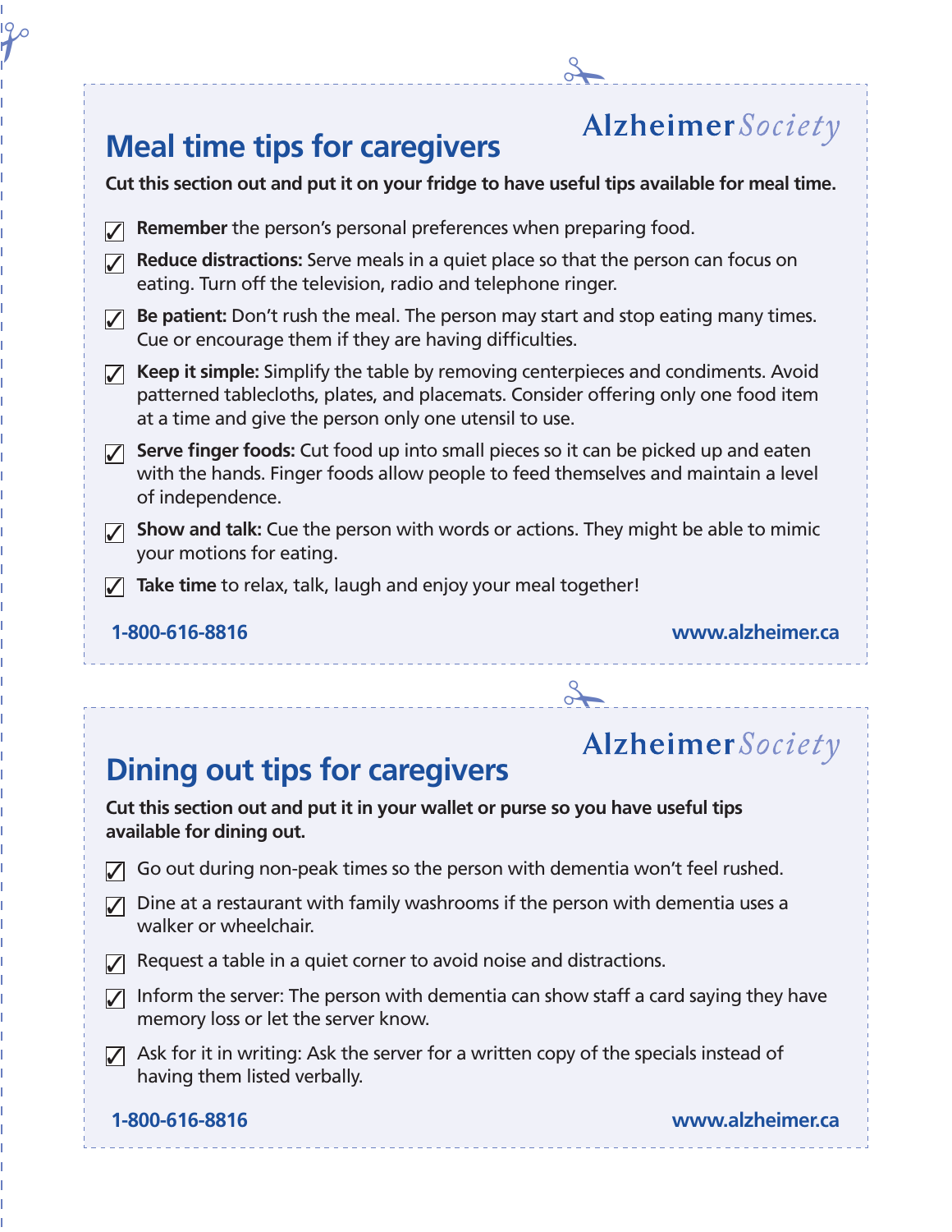Alzheimer *Society*

## Meal time tips for caregivers

**Cut this section out and put it on your fridge to have useful tips available for meal time.**

- ☑ **Remember** the person's personal preferences when preparing food.
- ☑ **Reduce distractions:** Serve meals in a quiet place so that the person can focus on eating. Turn off the television, radio and telephone ringer.
- ☑ **Be patient:** Don't rush the meal. The person may start and stop eating many times. Cue or encourage them if they are having difficulties.
- ☑ **Keep it simple:** Simplify the table by removing centerpieces and condiments. Avoid patterned tablecloths, plates, and placemats. Consider offering only one food item at a time and give the person only one utensil to use.
- ☑ **Serve finger foods:** Cut food up into small pieces so it can be picked up and eaten with the hands. Finger foods allow people to feed themselves and maintain a level of independence.
- ☑ **Show and talk:** Cue the person with words or actions. They might be able to mimic your motions for eating.
- ☑ **Take time** to relax, talk, laugh and enjoy your meal together!

**1-800-616-8816** **www.alzheimer.ca**

---

Alzheimer *Society*

## Dining out tips for caregivers

**Cut this section out and put it in your wallet or purse so you have useful tips available for dining out.**

- ☑ Go out during non-peak times so the person with dementia won't feel rushed.
- ☑ Dine at a restaurant with family washrooms if the person with dementia uses a walker or wheelchair.
- ☑ Request a table in a quiet corner to avoid noise and distractions.
- ☑ Inform the server: The person with dementia can show staff a card saying they have memory loss or let the server know.
- ☑ Ask for it in writing: Ask the server for a written copy of the specials instead of having them listed verbally.

**1-800-616-8816** **www.alzheimer.ca**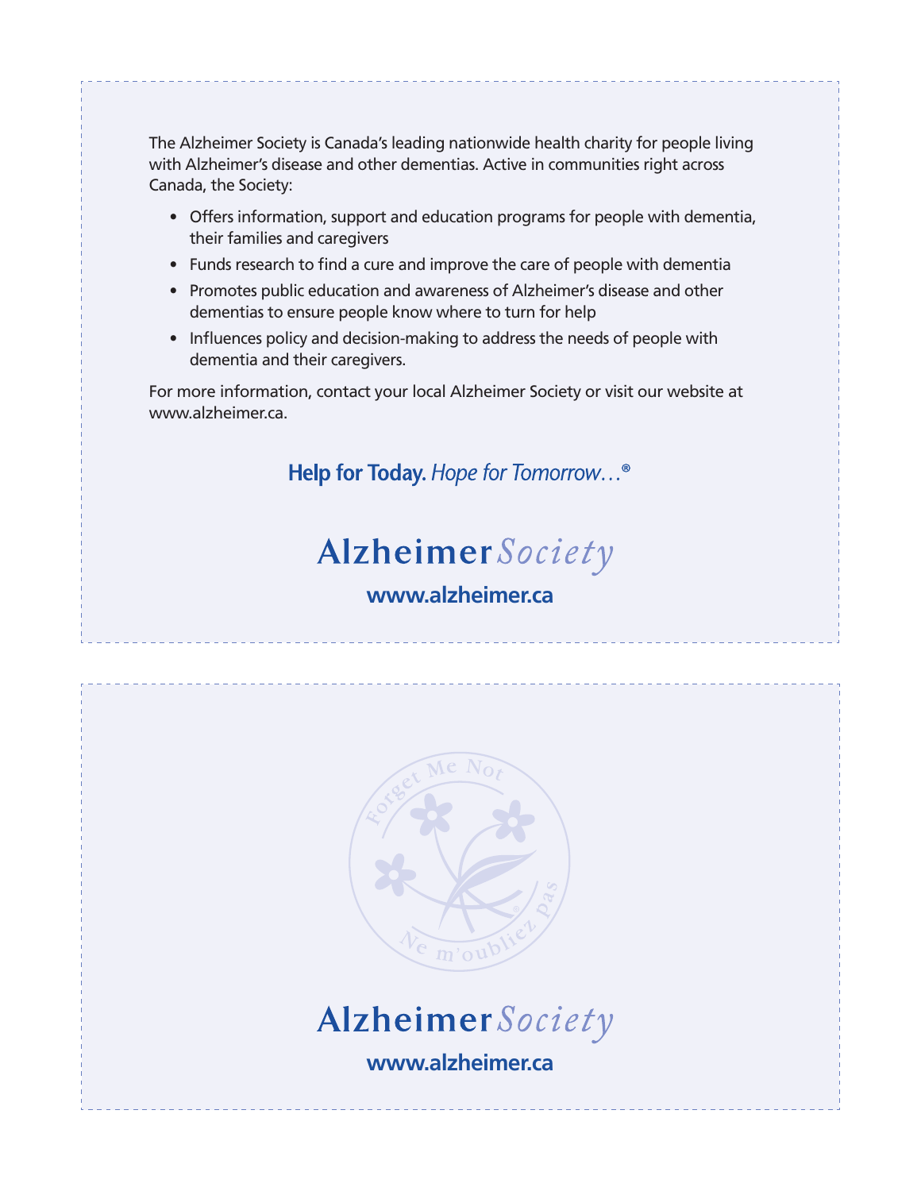The Alzheimer Society is Canada's leading nationwide health charity for people living with Alzheimer's disease and other dementias. Active in communities right across Canada, the Society:

- Offers information, support and education programs for people with dementia, their families and caregivers
- Funds research to find a cure and improve the care of people with dementia
- Promotes public education and awareness of Alzheimer's disease and other dementias to ensure people know where to turn for help
- Influences policy and decision-making to address the needs of people with dementia and their caregivers.

For more information, contact your local Alzheimer Society or visit our website at www.alzheimer.ca.

**Help for Today.** *Hope for Tomorrow…*®

Alzheimer *Society*

**www.alzheimer.ca**

Forget Me Not

Ne m'oubliez pas

Alzheimer *Society*

**www.alzheimer.ca**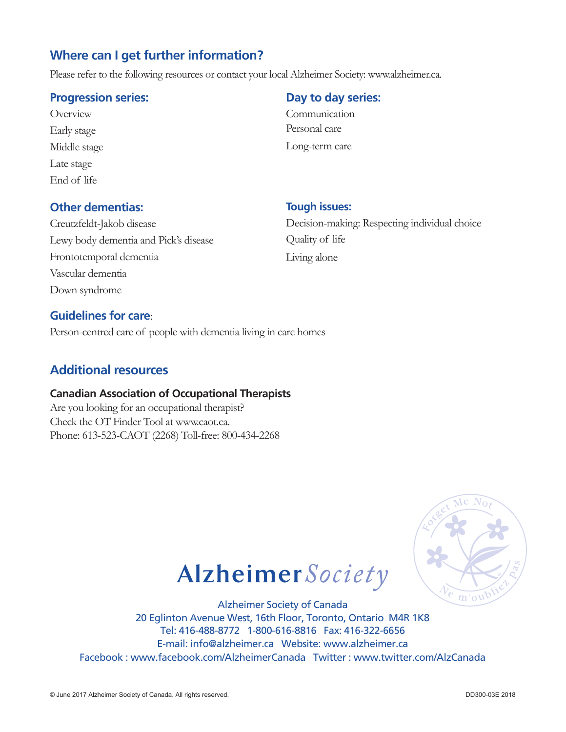## Where can I get further information?

Please refer to the following resources or contact your local Alzheimer Society: www.alzheimer.ca.

### Progression series:

Overview
Early stage
Middle stage
Late stage
End of life

### Day to day series:

Communication
Personal care
Long-term care

### Other dementias:

Creutzfeldt-Jakob disease
Lewy body dementia and Pick's disease
Frontotemporal dementia
Vascular dementia
Down syndrome

### Tough issues:

Decision-making: Respecting individual choice
Quality of life
Living alone

### Guidelines for care:

Person-centred care of people with dementia living in care homes

## Additional resources

**Canadian Association of Occupational Therapists**
Are you looking for an occupational therapist?
Check the OT Finder Tool at www.caot.ca.
Phone: 613-523-CAOT (2268) Toll-free: 800-434-2268

Alzheimer Society

Alzheimer Society of Canada
20 Eglinton Avenue West, 16th Floor, Toronto, Ontario M4R 1K8
Tel: 416-488-8772 1-800-616-8816 Fax: 416-322-6656
E-mail: info@alzheimer.ca Website: www.alzheimer.ca
Facebook : www.facebook.com/AlzheimerCanada Twitter : www.twitter.com/AlzCanada

© June 2017 Alzheimer Society of Canada. All rights reserved.

DD300-03E 2018